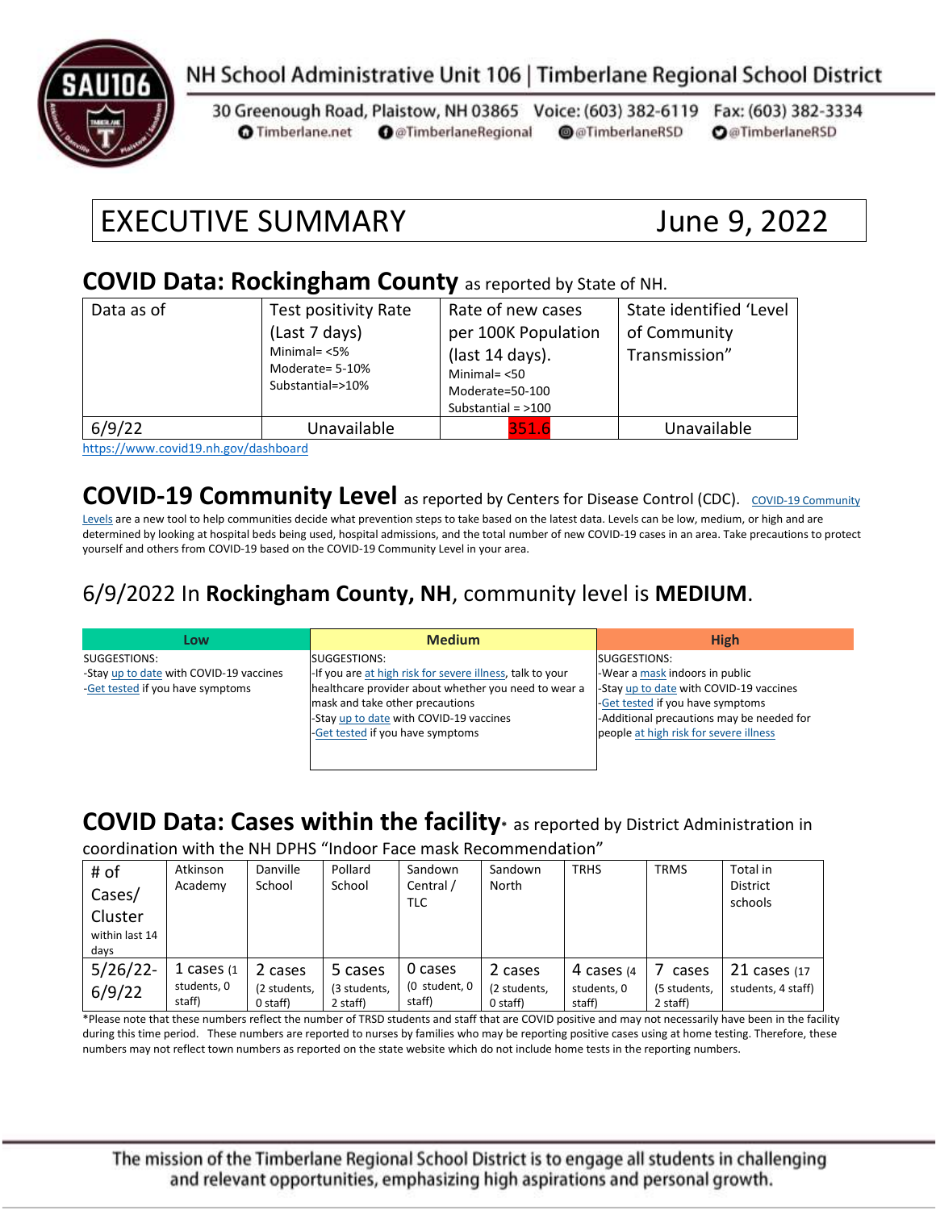NH School Administrative Unit 106 | Timberlane Regional School District

30 Greenough Road, Plaistow, NH 03865 Voice: (603) 382-6119 Fax: (603) 382-3334
Timberlane.net @TimberlaneRegional @TimberlaneRSD @TimberlaneRSD

# EXECUTIVE SUMMARY June 9, 2022

## COVID Data: Rockingham County as reported by State of NH.

| Data as of | Test positivity Rate (Last 7 days) Minimal= <5% Moderate= 5-10% Substantial=>10% | Rate of new cases per 100K Population (last 14 days). Minimal= <50 Moderate=50-100 Substantial = >100 | State identified 'Level of Community Transmission" |
|---|---|---|---|
| 6/9/22 | Unavailable | 351.6 | Unavailable |

https://www.covid19.nh.gov/dashboard

## COVID-19 Community Level as reported by Centers for Disease Control (CDC).

COVID-19 Community Levels are a new tool to help communities decide what prevention steps to take based on the latest data. Levels can be low, medium, or high and are determined by looking at hospital beds being used, hospital admissions, and the total number of new COVID-19 cases in an area. Take precautions to protect yourself and others from COVID-19 based on the COVID-19 Community Level in your area.

### 6/9/2022 In **Rockingham County, NH**, community level is **MEDIUM**.

| Low | Medium | High |
|---|---|---|
| SUGGESTIONS:<br>-Stay up to date with COVID-19 vaccines<br>-Get tested if you have symptoms | SUGGESTIONS:<br>-If you are at high risk for severe illness, talk to your healthcare provider about whether you need to wear a mask and take other precautions<br>-Stay up to date with COVID-19 vaccines<br>-Get tested if you have symptoms | SUGGESTIONS:<br>-Wear a mask indoors in public<br>-Stay up to date with COVID-19 vaccines<br>-Get tested if you have symptoms<br>-Additional precautions may be needed for people at high risk for severe illness |

## COVID Data: Cases within the facility* as reported by District Administration in coordination with the NH DPHS "Indoor Face mask Recommendation"

| # of Cases/ Cluster within last 14 days | Atkinson Academy | Danville School | Pollard School | Sandown Central / TLC | Sandown North | TRHS | TRMS | Total in District schools |
|---|---|---|---|---|---|---|---|---|
| 5/26/22-6/9/22 | 1 cases (1 students, 0 staff) | 2 cases (2 students, 0 staff) | 5 cases (3 students, 2 staff) | 0 cases (0 student, 0 staff) | 2 cases (2 students, 0 staff) | 4 cases (4 students, 0 staff) | 7 cases (5 students, 2 staff) | 21 cases (17 students, 4 staff) |

*Please note that these numbers reflect the number of TRSD students and staff that are COVID positive and may not necessarily have been in the facility during this time period. These numbers are reported to nurses by families who may be reporting positive cases using at home testing. Therefore, these numbers may not reflect town numbers as reported on the state website which do not include home tests in the reporting numbers.

The mission of the Timberlane Regional School District is to engage all students in challenging and relevant opportunities, emphasizing high aspirations and personal growth.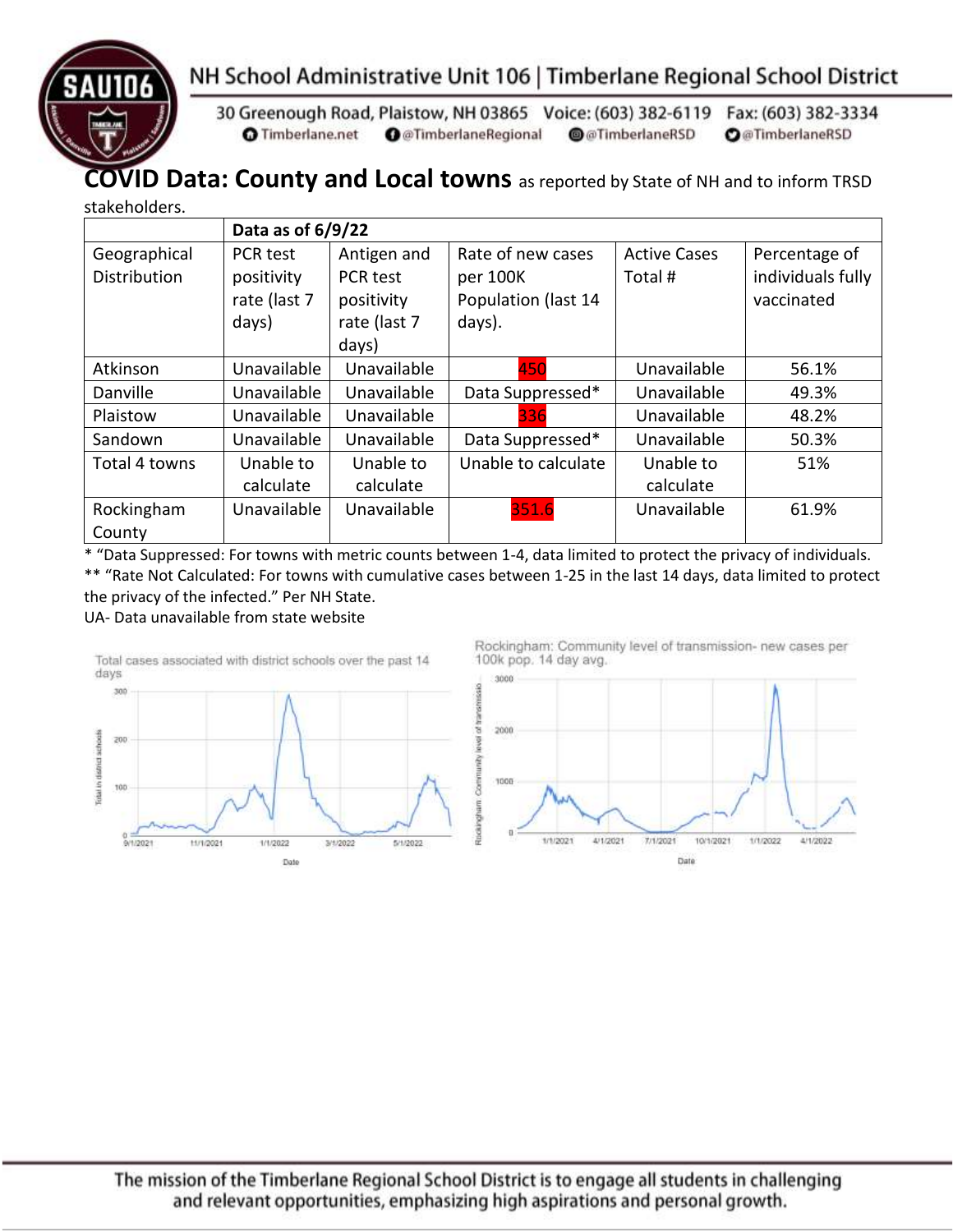# COVID Data: County and Local towns as reported by State of NH and to inform TRSD stakeholders.

| | Data as of 6/9/22 | | | | |
|---|---|---|---|---|---|
| Geographical Distribution | PCR test positivity rate (last 7 days) | Antigen and PCR test positivity rate (last 7 days) | Rate of new cases per 100K Population (last 14 days). | Active Cases Total # | Percentage of individuals fully vaccinated |
| Atkinson | Unavailable | Unavailable | 450 | Unavailable | 56.1% |
| Danville | Unavailable | Unavailable | Data Suppressed* | Unavailable | 49.3% |
| Plaistow | Unavailable | Unavailable | 336 | Unavailable | 48.2% |
| Sandown | Unavailable | Unavailable | Data Suppressed* | Unavailable | 50.3% |
| Total 4 towns | Unable to calculate | Unable to calculate | Unable to calculate | Unable to calculate | 51% |
| Rockingham County | Unavailable | Unavailable | 351.6 | Unavailable | 61.9% |

* "Data Suppressed: For towns with metric counts between 1-4, data limited to protect the privacy of individuals.
** "Rate Not Calculated: For towns with cumulative cases between 1-25 in the last 14 days, data limited to protect the privacy of the infected." Per NH State.
UA- Data unavailable from state website

Total cases associated with district schools over the past 14 days

Total in district schools

300
200
100
0

9/1/2021
11/1/2021
1/1/2022
3/1/2022
5/1/2022

Date

Rockingham: Community level of transmission- new cases per 100k pop. 14 day avg.

Rockingham: Community level of transmissio

3000
2000
1000
0

1/1/2021
4/1/2021
7/1/2021
10/1/2021
1/1/2022
4/1/2022

Date

The mission of the Timberlane Regional School District is to engage all students in challenging and relevant opportunities, emphasizing high aspirations and personal growth.